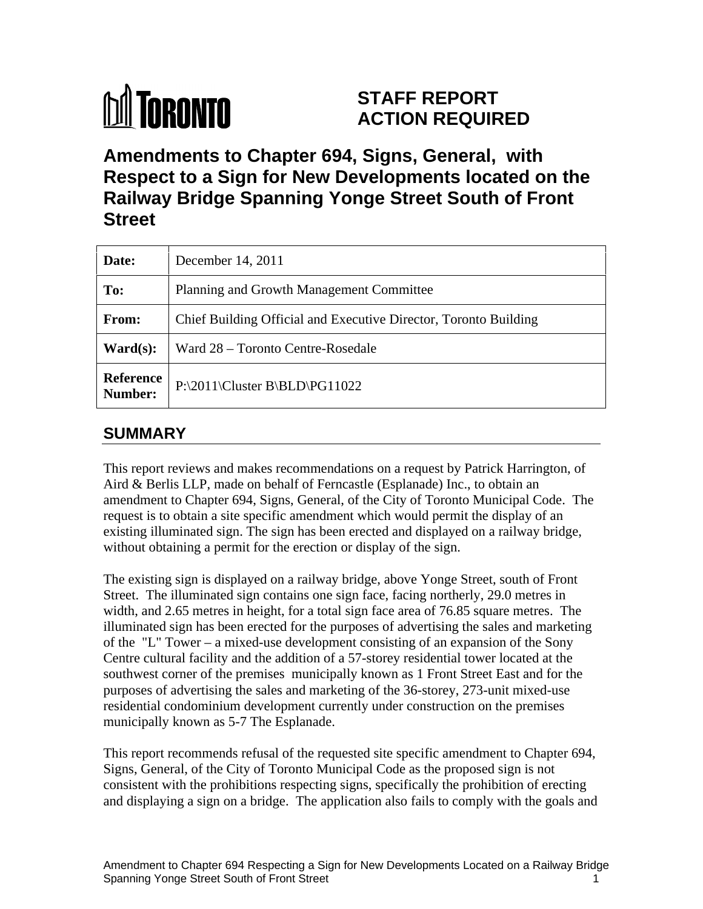TORONTO

# STAFF REPORT ACTION REQUIRED

# Amendments to Chapter 694, Signs, General, with Respect to a Sign for New Developments located on the Railway Bridge Spanning Yonge Street South of Front Street

| | |
|---|---|
| **Date:** | December 14, 2011 |
| **To:** | Planning and Growth Management Committee |
| **From:** | Chief Building Official and Executive Director, Toronto Building |
| **Ward(s):** | Ward 28 – Toronto Centre-Rosedale |
| **Reference Number:** | P:\2011\Cluster B\BLD\PG11022 |

## SUMMARY

This report reviews and makes recommendations on a request by Patrick Harrington, of Aird & Berlis LLP, made on behalf of Ferncastle (Esplanade) Inc., to obtain an amendment to Chapter 694, Signs, General, of the City of Toronto Municipal Code. The request is to obtain a site specific amendment which would permit the display of an existing illuminated sign. The sign has been erected and displayed on a railway bridge, without obtaining a permit for the erection or display of the sign.

The existing sign is displayed on a railway bridge, above Yonge Street, south of Front Street. The illuminated sign contains one sign face, facing northerly, 29.0 metres in width, and 2.65 metres in height, for a total sign face area of 76.85 square metres. The illuminated sign has been erected for the purposes of advertising the sales and marketing of the "L" Tower – a mixed-use development consisting of an expansion of the Sony Centre cultural facility and the addition of a 57-storey residential tower located at the southwest corner of the premises municipally known as 1 Front Street East and for the purposes of advertising the sales and marketing of the 36-storey, 273-unit mixed-use residential condominium development currently under construction on the premises municipally known as 5-7 The Esplanade.

This report recommends refusal of the requested site specific amendment to Chapter 694, Signs, General, of the City of Toronto Municipal Code as the proposed sign is not consistent with the prohibitions respecting signs, specifically the prohibition of erecting and displaying a sign on a bridge. The application also fails to comply with the goals and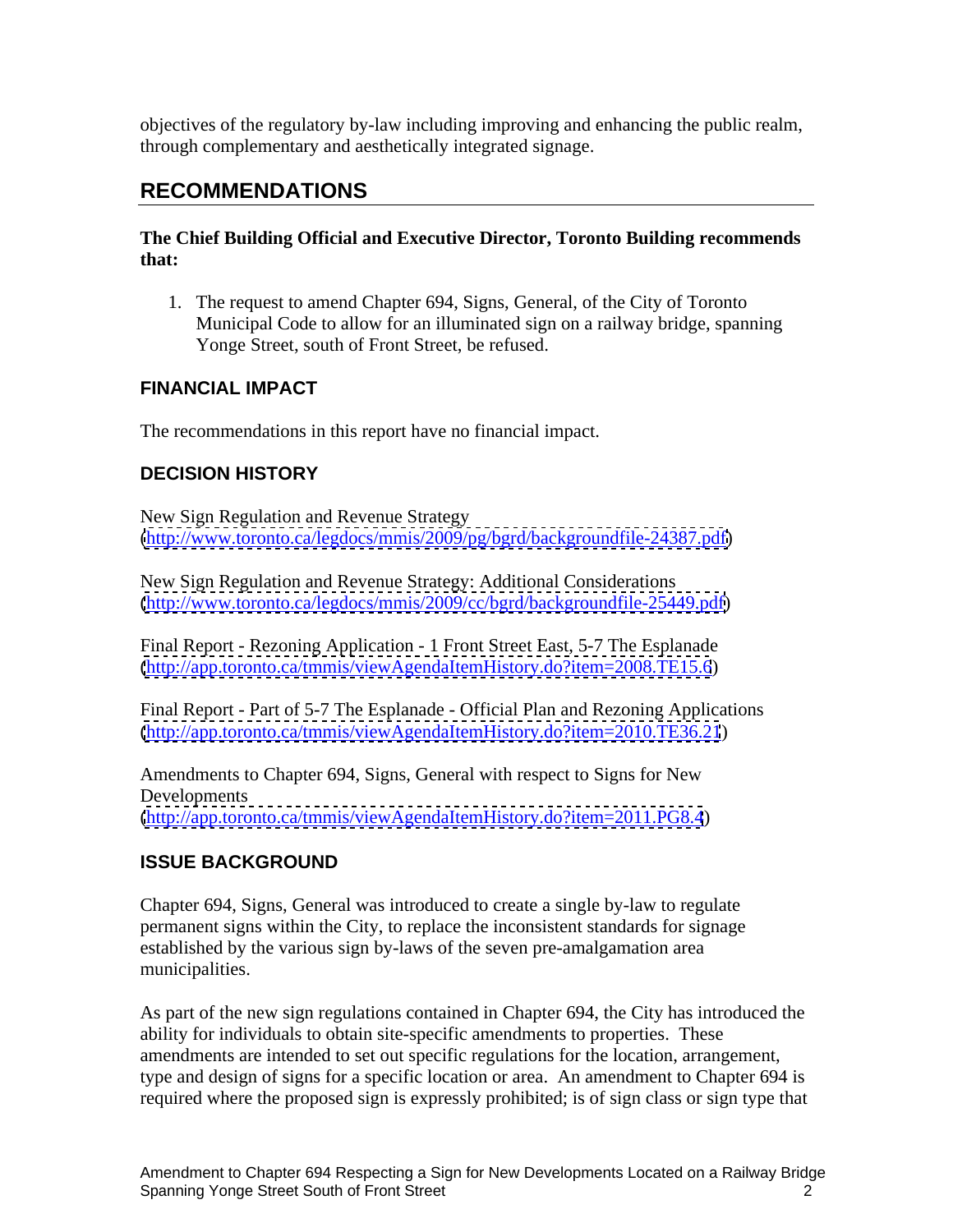objectives of the regulatory by-law including improving and enhancing the public realm, through complementary and aesthetically integrated signage.

## RECOMMENDATIONS

**The Chief Building Official and Executive Director, Toronto Building recommends that:**

1. The request to amend Chapter 694, Signs, General, of the City of Toronto Municipal Code to allow for an illuminated sign on a railway bridge, spanning Yonge Street, south of Front Street, be refused.

### FINANCIAL IMPACT

The recommendations in this report have no financial impact.

### DECISION HISTORY

New Sign Regulation and Revenue Strategy
(http://www.toronto.ca/legdocs/mmis/2009/pg/bgrd/backgroundfile-24387.pdf)

New Sign Regulation and Revenue Strategy: Additional Considerations
(http://www.toronto.ca/legdocs/mmis/2009/cc/bgrd/backgroundfile-25449.pdf)

Final Report - Rezoning Application - 1 Front Street East, 5-7 The Esplanade
(http://app.toronto.ca/tmmis/viewAgendaItemHistory.do?item=2008.TE15.6)

Final Report - Part of 5-7 The Esplanade - Official Plan and Rezoning Applications
(http://app.toronto.ca/tmmis/viewAgendaItemHistory.do?item=2010.TE36.21)

Amendments to Chapter 694, Signs, General with respect to Signs for New Developments
(http://app.toronto.ca/tmmis/viewAgendaItemHistory.do?item=2011.PG8.4)

### ISSUE BACKGROUND

Chapter 694, Signs, General was introduced to create a single by-law to regulate permanent signs within the City, to replace the inconsistent standards for signage established by the various sign by-laws of the seven pre-amalgamation area municipalities.

As part of the new sign regulations contained in Chapter 694, the City has introduced the ability for individuals to obtain site-specific amendments to properties. These amendments are intended to set out specific regulations for the location, arrangement, type and design of signs for a specific location or area. An amendment to Chapter 694 is required where the proposed sign is expressly prohibited; is of sign class or sign type that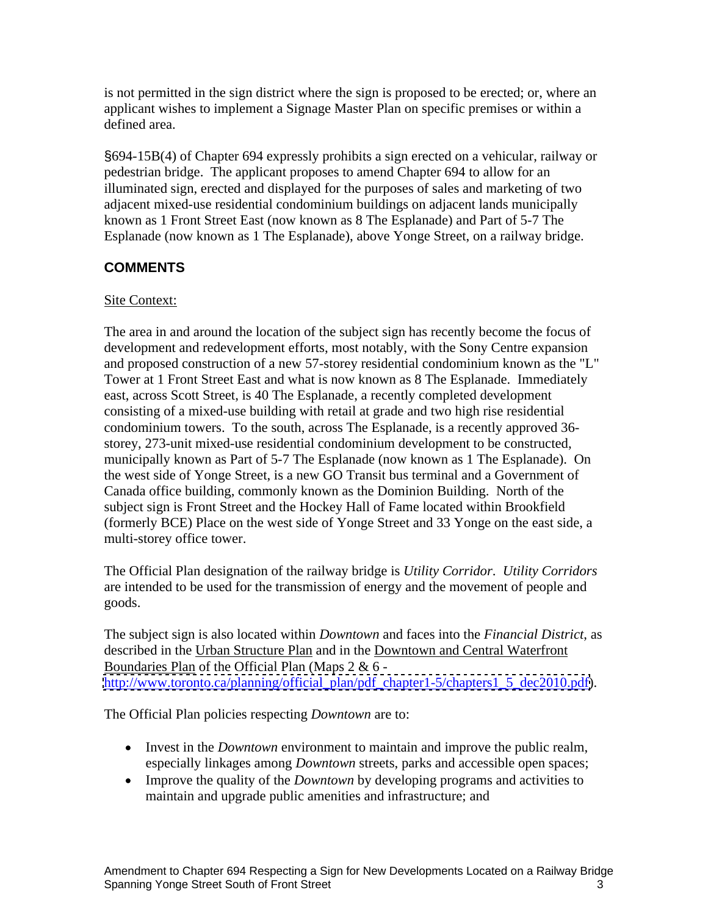is not permitted in the sign district where the sign is proposed to be erected; or, where an applicant wishes to implement a Signage Master Plan on specific premises or within a defined area.

§694-15B(4) of Chapter 694 expressly prohibits a sign erected on a vehicular, railway or pedestrian bridge. The applicant proposes to amend Chapter 694 to allow for an illuminated sign, erected and displayed for the purposes of sales and marketing of two adjacent mixed-use residential condominium buildings on adjacent lands municipally known as 1 Front Street East (now known as 8 The Esplanade) and Part of 5-7 The Esplanade (now known as 1 The Esplanade), above Yonge Street, on a railway bridge.

## COMMENTS

Site Context:

The area in and around the location of the subject sign has recently become the focus of development and redevelopment efforts, most notably, with the Sony Centre expansion and proposed construction of a new 57-storey residential condominium known as the "L" Tower at 1 Front Street East and what is now known as 8 The Esplanade. Immediately east, across Scott Street, is 40 The Esplanade, a recently completed development consisting of a mixed-use building with retail at grade and two high rise residential condominium towers. To the south, across The Esplanade, is a recently approved 36-storey, 273-unit mixed-use residential condominium development to be constructed, municipally known as Part of 5-7 The Esplanade (now known as 1 The Esplanade). On the west side of Yonge Street, is a new GO Transit bus terminal and a Government of Canada office building, commonly known as the Dominion Building. North of the subject sign is Front Street and the Hockey Hall of Fame located within Brookfield (formerly BCE) Place on the west side of Yonge Street and 33 Yonge on the east side, a multi-storey office tower.

The Official Plan designation of the railway bridge is *Utility Corridor*. *Utility Corridors* are intended to be used for the transmission of energy and the movement of people and goods.

The subject sign is also located within *Downtown* and faces into the *Financial District*, as described in the Urban Structure Plan and in the Downtown and Central Waterfront Boundaries Plan of the Official Plan (Maps 2 & 6 - http://www.toronto.ca/planning/official_plan/pdf_chapter1-5/chapters1_5_dec2010.pdf).

The Official Plan policies respecting *Downtown* are to:

- Invest in the *Downtown* environment to maintain and improve the public realm, especially linkages among *Downtown* streets, parks and accessible open spaces;
- Improve the quality of the *Downtown* by developing programs and activities to maintain and upgrade public amenities and infrastructure; and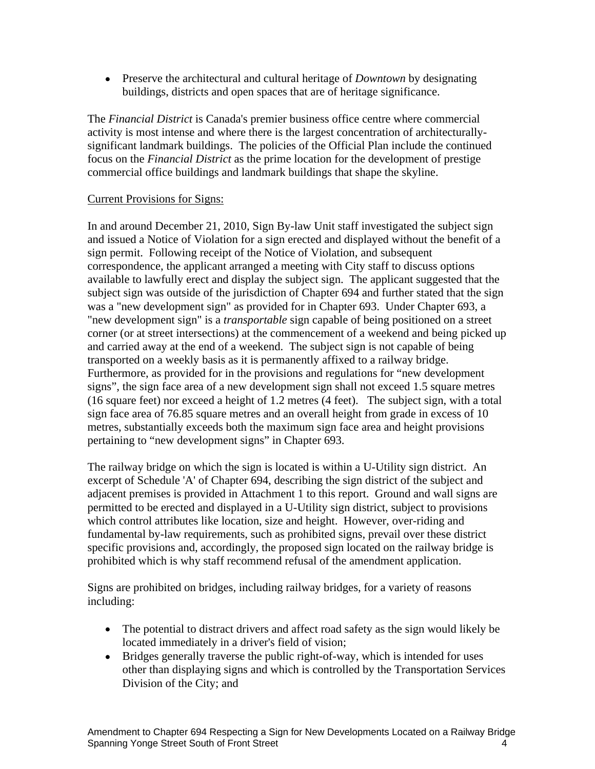- Preserve the architectural and cultural heritage of *Downtown* by designating buildings, districts and open spaces that are of heritage significance.

The *Financial District* is Canada's premier business office centre where commercial activity is most intense and where there is the largest concentration of architecturally-significant landmark buildings. The policies of the Official Plan include the continued focus on the *Financial District* as the prime location for the development of prestige commercial office buildings and landmark buildings that shape the skyline.

Current Provisions for Signs:

In and around December 21, 2010, Sign By-law Unit staff investigated the subject sign and issued a Notice of Violation for a sign erected and displayed without the benefit of a sign permit. Following receipt of the Notice of Violation, and subsequent correspondence, the applicant arranged a meeting with City staff to discuss options available to lawfully erect and display the subject sign. The applicant suggested that the subject sign was outside of the jurisdiction of Chapter 694 and further stated that the sign was a "new development sign" as provided for in Chapter 693. Under Chapter 693, a "new development sign" is a *transportable* sign capable of being positioned on a street corner (or at street intersections) at the commencement of a weekend and being picked up and carried away at the end of a weekend. The subject sign is not capable of being transported on a weekly basis as it is permanently affixed to a railway bridge. Furthermore, as provided for in the provisions and regulations for "new development signs", the sign face area of a new development sign shall not exceed 1.5 square metres (16 square feet) nor exceed a height of 1.2 metres (4 feet). The subject sign, with a total sign face area of 76.85 square metres and an overall height from grade in excess of 10 metres, substantially exceeds both the maximum sign face area and height provisions pertaining to "new development signs" in Chapter 693.

The railway bridge on which the sign is located is within a U-Utility sign district. An excerpt of Schedule 'A' of Chapter 694, describing the sign district of the subject and adjacent premises is provided in Attachment 1 to this report. Ground and wall signs are permitted to be erected and displayed in a U-Utility sign district, subject to provisions which control attributes like location, size and height. However, over-riding and fundamental by-law requirements, such as prohibited signs, prevail over these district specific provisions and, accordingly, the proposed sign located on the railway bridge is prohibited which is why staff recommend refusal of the amendment application.

Signs are prohibited on bridges, including railway bridges, for a variety of reasons including:

- The potential to distract drivers and affect road safety as the sign would likely be located immediately in a driver's field of vision;
- Bridges generally traverse the public right-of-way, which is intended for uses other than displaying signs and which is controlled by the Transportation Services Division of the City; and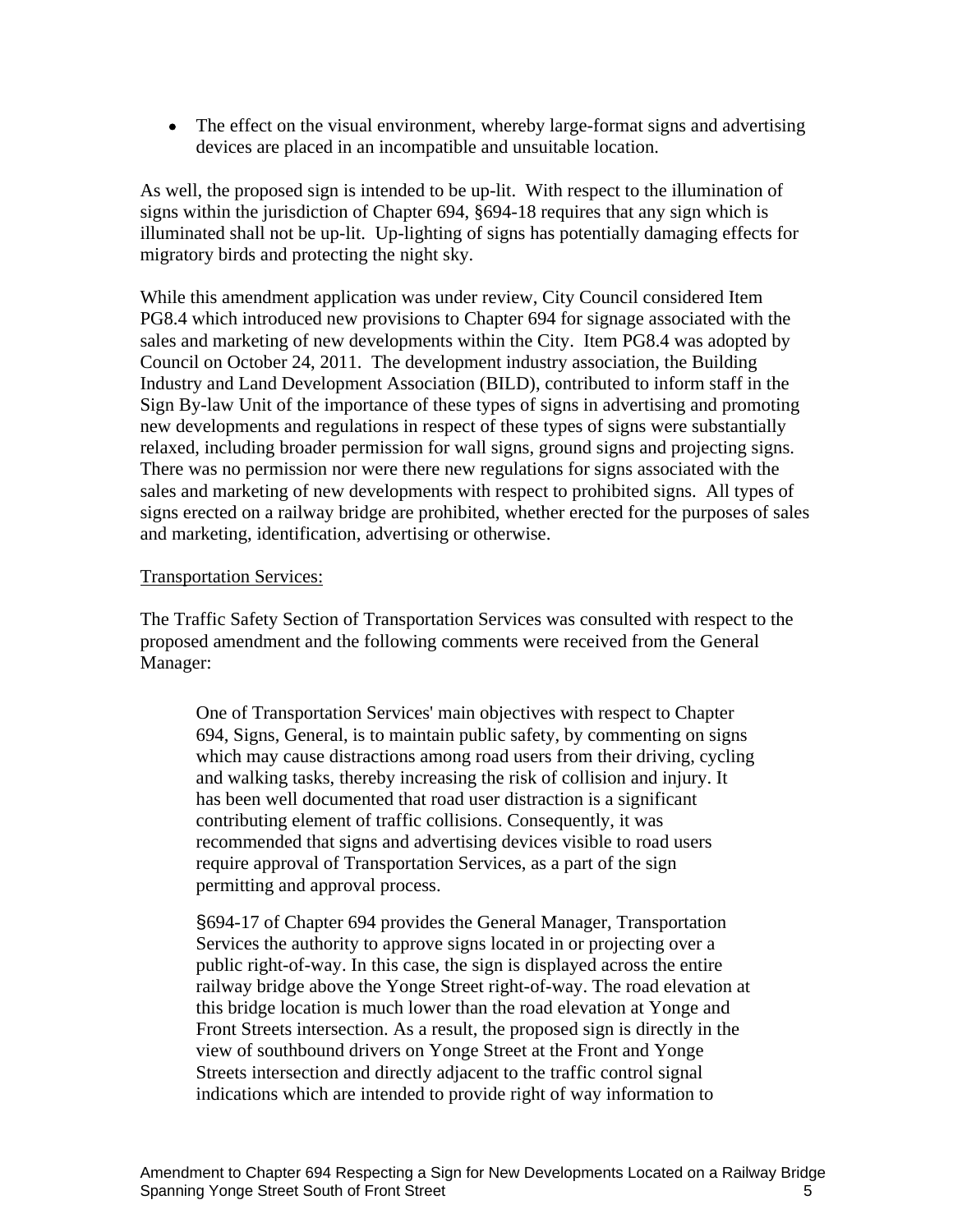- The effect on the visual environment, whereby large-format signs and advertising devices are placed in an incompatible and unsuitable location.

As well, the proposed sign is intended to be up-lit. With respect to the illumination of signs within the jurisdiction of Chapter 694, §694-18 requires that any sign which is illuminated shall not be up-lit. Up-lighting of signs has potentially damaging effects for migratory birds and protecting the night sky.

While this amendment application was under review, City Council considered Item PG8.4 which introduced new provisions to Chapter 694 for signage associated with the sales and marketing of new developments within the City. Item PG8.4 was adopted by Council on October 24, 2011. The development industry association, the Building Industry and Land Development Association (BILD), contributed to inform staff in the Sign By-law Unit of the importance of these types of signs in advertising and promoting new developments and regulations in respect of these types of signs were substantially relaxed, including broader permission for wall signs, ground signs and projecting signs. There was no permission nor were there new regulations for signs associated with the sales and marketing of new developments with respect to prohibited signs. All types of signs erected on a railway bridge are prohibited, whether erected for the purposes of sales and marketing, identification, advertising or otherwise.

Transportation Services:

The Traffic Safety Section of Transportation Services was consulted with respect to the proposed amendment and the following comments were received from the General Manager:

> One of Transportation Services' main objectives with respect to Chapter 694, Signs, General, is to maintain public safety, by commenting on signs which may cause distractions among road users from their driving, cycling and walking tasks, thereby increasing the risk of collision and injury. It has been well documented that road user distraction is a significant contributing element of traffic collisions. Consequently, it was recommended that signs and advertising devices visible to road users require approval of Transportation Services, as a part of the sign permitting and approval process.
>
> §694-17 of Chapter 694 provides the General Manager, Transportation Services the authority to approve signs located in or projecting over a public right-of-way. In this case, the sign is displayed across the entire railway bridge above the Yonge Street right-of-way. The road elevation at this bridge location is much lower than the road elevation at Yonge and Front Streets intersection. As a result, the proposed sign is directly in the view of southbound drivers on Yonge Street at the Front and Yonge Streets intersection and directly adjacent to the traffic control signal indications which are intended to provide right of way information to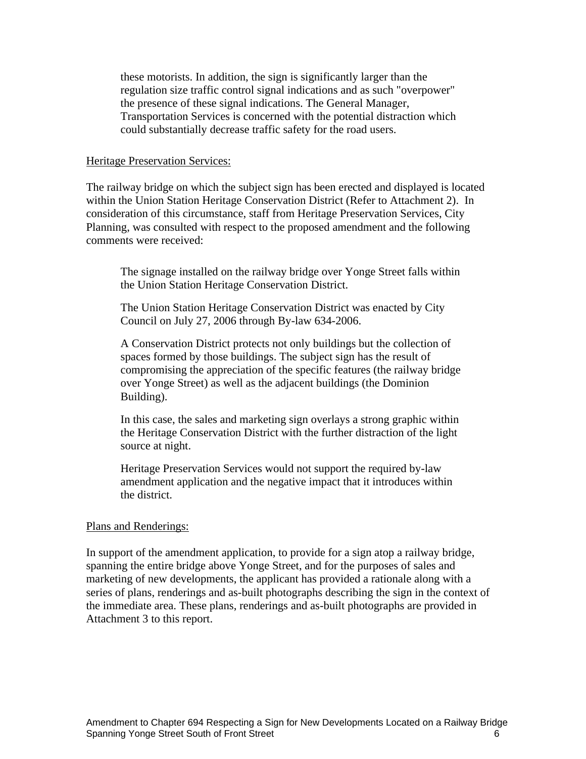> these motorists. In addition, the sign is significantly larger than the regulation size traffic control signal indications and as such "overpower" the presence of these signal indications. The General Manager, Transportation Services is concerned with the potential distraction which could substantially decrease traffic safety for the road users.

<u>Heritage Preservation Services:</u>

The railway bridge on which the subject sign has been erected and displayed is located within the Union Station Heritage Conservation District (Refer to Attachment 2). In consideration of this circumstance, staff from Heritage Preservation Services, City Planning, was consulted with respect to the proposed amendment and the following comments were received:

> The signage installed on the railway bridge over Yonge Street falls within the Union Station Heritage Conservation District.
>
> The Union Station Heritage Conservation District was enacted by City Council on July 27, 2006 through By-law 634-2006.
>
> A Conservation District protects not only buildings but the collection of spaces formed by those buildings. The subject sign has the result of compromising the appreciation of the specific features (the railway bridge over Yonge Street) as well as the adjacent buildings (the Dominion Building).
>
> In this case, the sales and marketing sign overlays a strong graphic within the Heritage Conservation District with the further distraction of the light source at night.
>
> Heritage Preservation Services would not support the required by-law amendment application and the negative impact that it introduces within the district.

<u>Plans and Renderings:</u>

In support of the amendment application, to provide for a sign atop a railway bridge, spanning the entire bridge above Yonge Street, and for the purposes of sales and marketing of new developments, the applicant has provided a rationale along with a series of plans, renderings and as-built photographs describing the sign in the context of the immediate area. These plans, renderings and as-built photographs are provided in Attachment 3 to this report.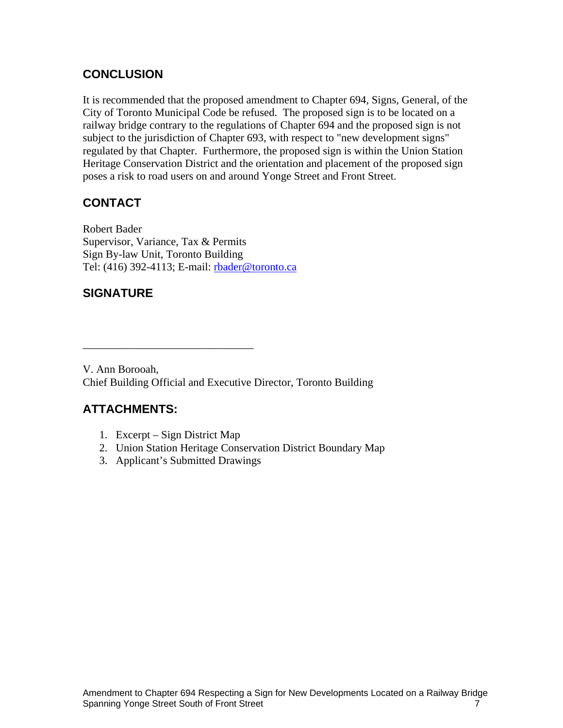## CONCLUSION

It is recommended that the proposed amendment to Chapter 694, Signs, General, of the City of Toronto Municipal Code be refused. The proposed sign is to be located on a railway bridge contrary to the regulations of Chapter 694 and the proposed sign is not subject to the jurisdiction of Chapter 693, with respect to "new development signs" regulated by that Chapter. Furthermore, the proposed sign is within the Union Station Heritage Conservation District and the orientation and placement of the proposed sign poses a risk to road users on and around Yonge Street and Front Street.

## CONTACT

Robert Bader
Supervisor, Variance, Tax & Permits
Sign By-law Unit, Toronto Building
Tel: (416) 392-4113; E-mail: rbader@toronto.ca

## SIGNATURE

_______________________________

V. Ann Borooah,
Chief Building Official and Executive Director, Toronto Building

## ATTACHMENTS:

1. Excerpt – Sign District Map
2. Union Station Heritage Conservation District Boundary Map
3. Applicant's Submitted Drawings